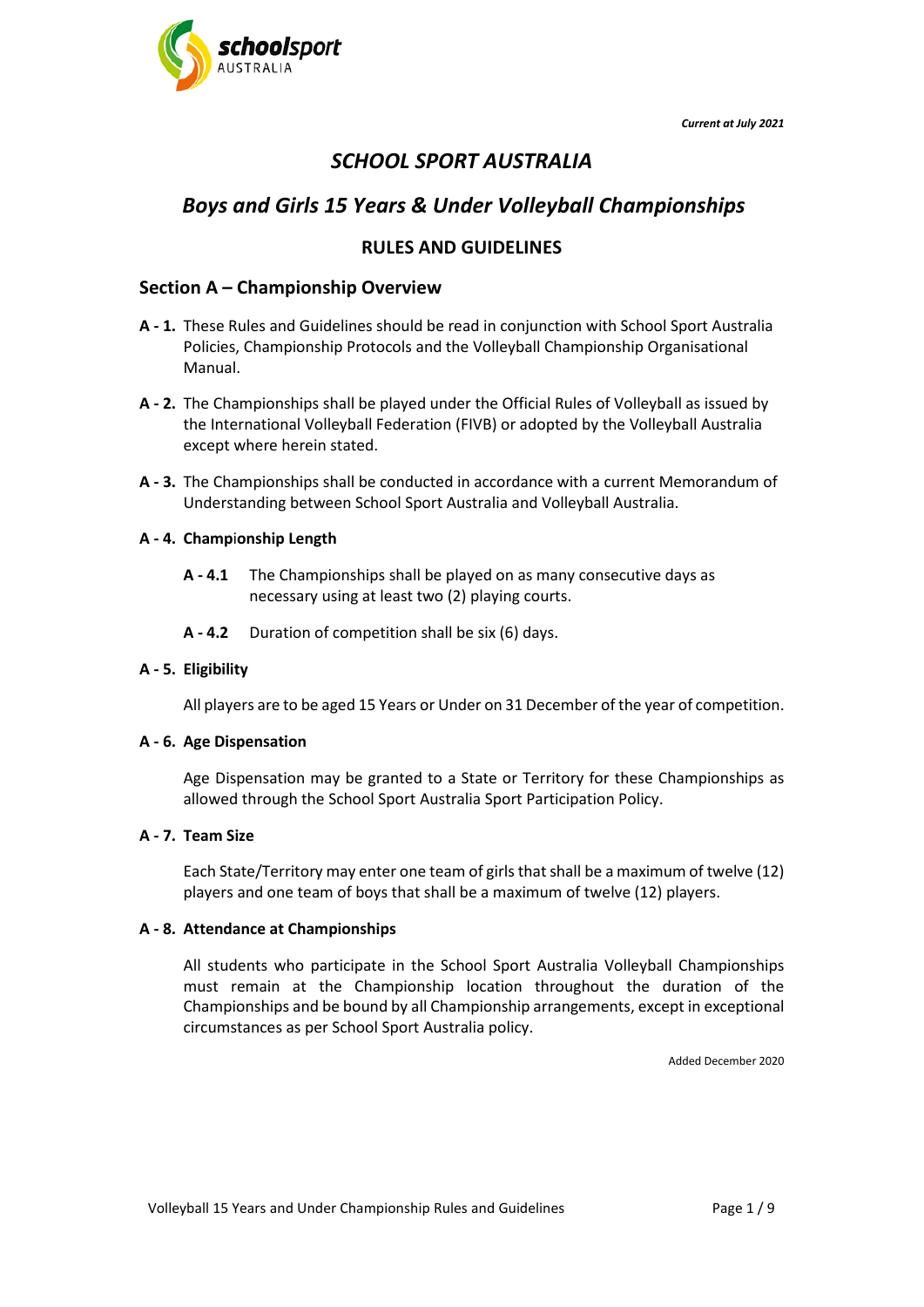*Current at July 2021*

# *SCHOOL SPORT AUSTRALIA*

## *Boys and Girls 15 Years & Under Volleyball Championships*

### RULES AND GUIDELINES

## Section A – Championship Overview

**A - 1.** These Rules and Guidelines should be read in conjunction with School Sport Australia Policies, Championship Protocols and the Volleyball Championship Organisational Manual.

**A - 2.** The Championships shall be played under the Official Rules of Volleyball as issued by the International Volleyball Federation (FIVB) or adopted by the Volleyball Australia except where herein stated.

**A - 3.** The Championships shall be conducted in accordance with a current Memorandum of Understanding between School Sport Australia and Volleyball Australia.

**A - 4. Championship Length**

**A - 4.1** The Championships shall be played on as many consecutive days as necessary using at least two (2) playing courts.

**A - 4.2** Duration of competition shall be six (6) days.

**A - 5. Eligibility**

All players are to be aged 15 Years or Under on 31 December of the year of competition.

**A - 6. Age Dispensation**

Age Dispensation may be granted to a State or Territory for these Championships as allowed through the School Sport Australia Sport Participation Policy.

**A - 7. Team Size**

Each State/Territory may enter one team of girls that shall be a maximum of twelve (12) players and one team of boys that shall be a maximum of twelve (12) players.

**A - 8. Attendance at Championships**

All students who participate in the School Sport Australia Volleyball Championships must remain at the Championship location throughout the duration of the Championships and be bound by all Championship arrangements, except in exceptional circumstances as per School Sport Australia policy.

Added December 2020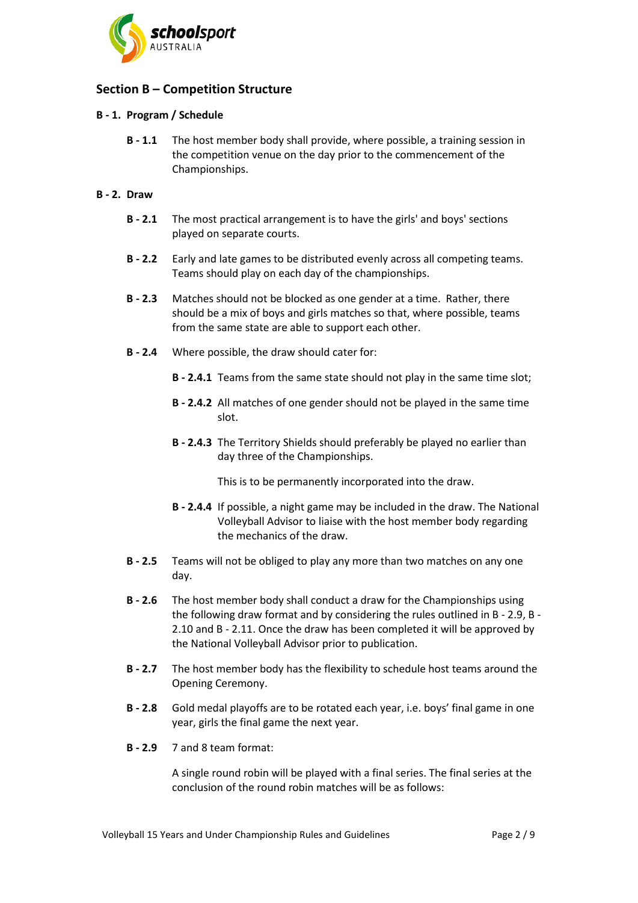## Section B – Competition Structure

### B - 1. Program / Schedule

**B - 1.1** The host member body shall provide, where possible, a training session in the competition venue on the day prior to the commencement of the Championships.

### B - 2. Draw

**B - 2.1** The most practical arrangement is to have the girls' and boys' sections played on separate courts.

**B - 2.2** Early and late games to be distributed evenly across all competing teams. Teams should play on each day of the championships.

**B - 2.3** Matches should not be blocked as one gender at a time. Rather, there should be a mix of boys and girls matches so that, where possible, teams from the same state are able to support each other.

**B - 2.4** Where possible, the draw should cater for:

**B - 2.4.1** Teams from the same state should not play in the same time slot;

**B - 2.4.2** All matches of one gender should not be played in the same time slot.

**B - 2.4.3** The Territory Shields should preferably be played no earlier than day three of the Championships.

This is to be permanently incorporated into the draw.

**B - 2.4.4** If possible, a night game may be included in the draw. The National Volleyball Advisor to liaise with the host member body regarding the mechanics of the draw.

**B - 2.5** Teams will not be obliged to play any more than two matches on any one day.

**B - 2.6** The host member body shall conduct a draw for the Championships using the following draw format and by considering the rules outlined in B - 2.9, B - 2.10 and B - 2.11. Once the draw has been completed it will be approved by the National Volleyball Advisor prior to publication.

**B - 2.7** The host member body has the flexibility to schedule host teams around the Opening Ceremony.

**B - 2.8** Gold medal playoffs are to be rotated each year, i.e. boys' final game in one year, girls the final game the next year.

**B - 2.9** 7 and 8 team format:

A single round robin will be played with a final series. The final series at the conclusion of the round robin matches will be as follows: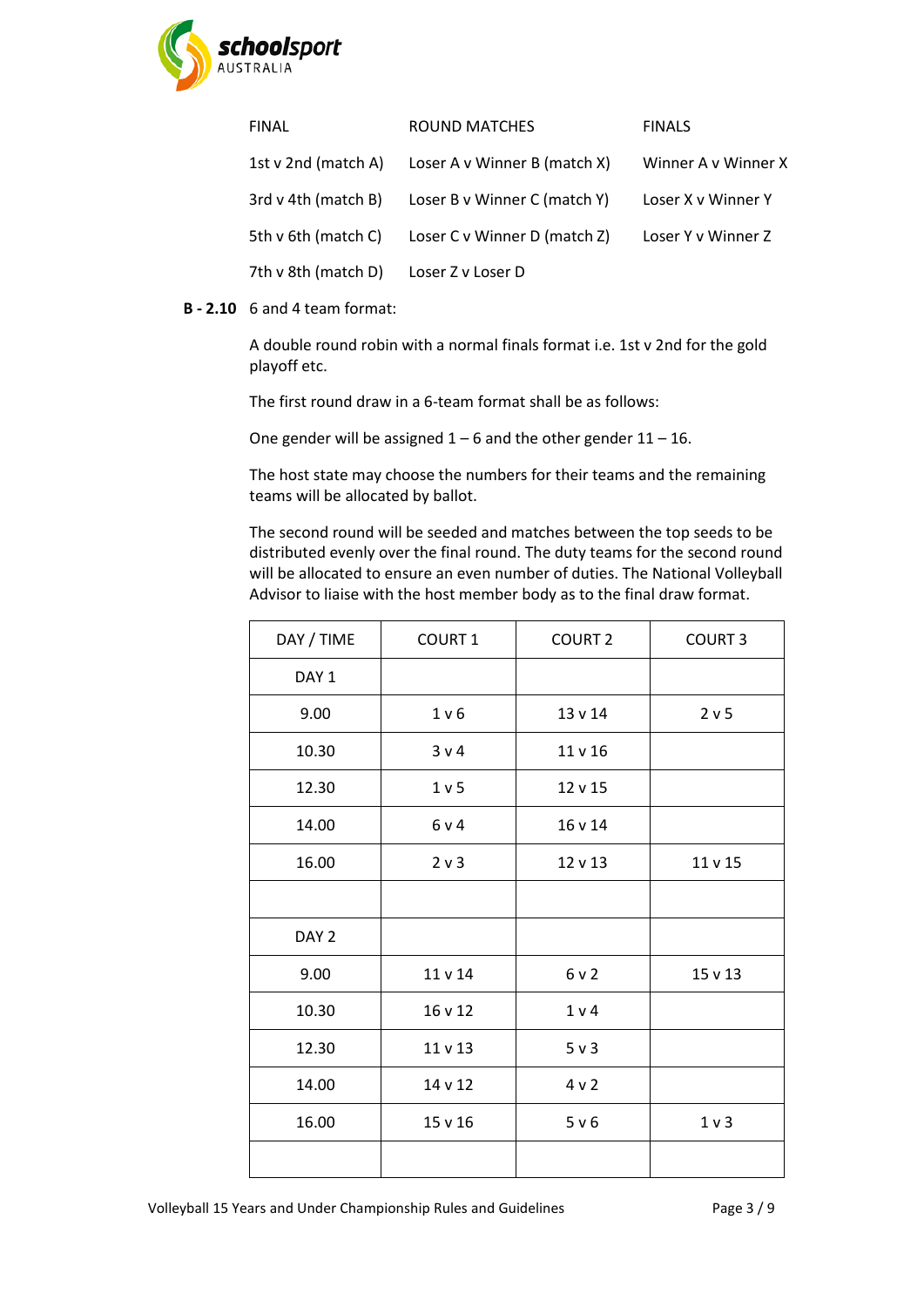| FINAL | ROUND MATCHES | FINALS |
| --- | --- | --- |
| 1st v 2nd (match A) | Loser A v Winner B (match X) | Winner A v Winner X |
| 3rd v 4th (match B) | Loser B v Winner C (match Y) | Loser X v Winner Y |
| 5th v 6th (match C) | Loser C v Winner D (match Z) | Loser Y v Winner Z |
| 7th v 8th (match D) | Loser Z v Loser D | |

**B - 2.10** 6 and 4 team format:

A double round robin with a normal finals format i.e. 1st v 2nd for the gold playoff etc.

The first round draw in a 6-team format shall be as follows:

One gender will be assigned 1 – 6 and the other gender 11 – 16.

The host state may choose the numbers for their teams and the remaining teams will be allocated by ballot.

The second round will be seeded and matches between the top seeds to be distributed evenly over the final round. The duty teams for the second round will be allocated to ensure an even number of duties. The National Volleyball Advisor to liaise with the host member body as to the final draw format.

| DAY / TIME | COURT 1 | COURT 2 | COURT 3 |
| --- | --- | --- | --- |
| DAY 1 | | | |
| 9.00 | 1 v 6 | 13 v 14 | 2 v 5 |
| 10.30 | 3 v 4 | 11 v 16 | |
| 12.30 | 1 v 5 | 12 v 15 | |
| 14.00 | 6 v 4 | 16 v 14 | |
| 16.00 | 2 v 3 | 12 v 13 | 11 v 15 |
| | | | |
| DAY 2 | | | |
| 9.00 | 11 v 14 | 6 v 2 | 15 v 13 |
| 10.30 | 16 v 12 | 1 v 4 | |
| 12.30 | 11 v 13 | 5 v 3 | |
| 14.00 | 14 v 12 | 4 v 2 | |
| 16.00 | 15 v 16 | 5 v 6 | 1 v 3 |
| | | | |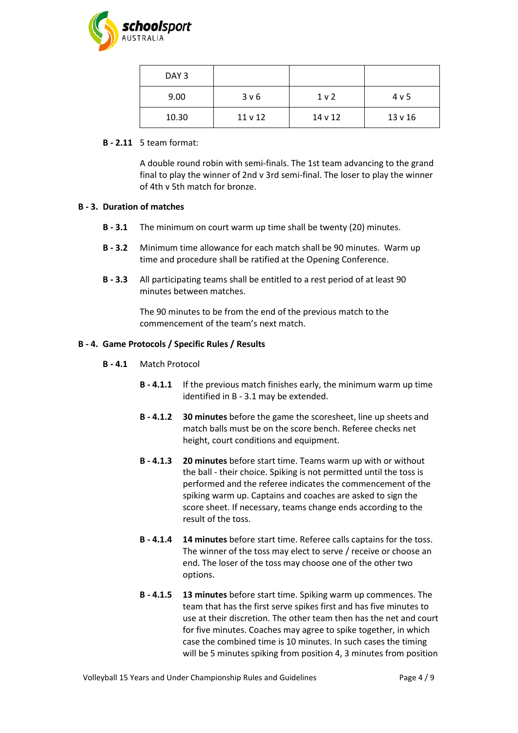| DAY 3 | | | |
|---|---|---|---|
| 9.00 | 3 v 6 | 1 v 2 | 4 v 5 |
| 10.30 | 11 v 12 | 14 v 12 | 13 v 16 |

**B - 2.11** 5 team format:

A double round robin with semi-finals. The 1st team advancing to the grand final to play the winner of 2nd v 3rd semi-final. The loser to play the winner of 4th v 5th match for bronze.

## B - 3. Duration of matches

**B - 3.1** The minimum on court warm up time shall be twenty (20) minutes.

**B - 3.2** Minimum time allowance for each match shall be 90 minutes. Warm up time and procedure shall be ratified at the Opening Conference.

**B - 3.3** All participating teams shall be entitled to a rest period of at least 90 minutes between matches.

The 90 minutes to be from the end of the previous match to the commencement of the team's next match.

## B - 4. Game Protocols / Specific Rules / Results

**B - 4.1** Match Protocol

**B - 4.1.1** If the previous match finishes early, the minimum warm up time identified in B - 3.1 may be extended.

**B - 4.1.2** **30 minutes** before the game the scoresheet, line up sheets and match balls must be on the score bench. Referee checks net height, court conditions and equipment.

**B - 4.1.3** **20 minutes** before start time. Teams warm up with or without the ball - their choice. Spiking is not permitted until the toss is performed and the referee indicates the commencement of the spiking warm up. Captains and coaches are asked to sign the score sheet. If necessary, teams change ends according to the result of the toss.

**B - 4.1.4** **14 minutes** before start time. Referee calls captains for the toss. The winner of the toss may elect to serve / receive or choose an end. The loser of the toss may choose one of the other two options.

**B - 4.1.5** **13 minutes** before start time. Spiking warm up commences. The team that has the first serve spikes first and has five minutes to use at their discretion. The other team then has the net and court for five minutes. Coaches may agree to spike together, in which case the combined time is 10 minutes. In such cases the timing will be 5 minutes spiking from position 4, 3 minutes from position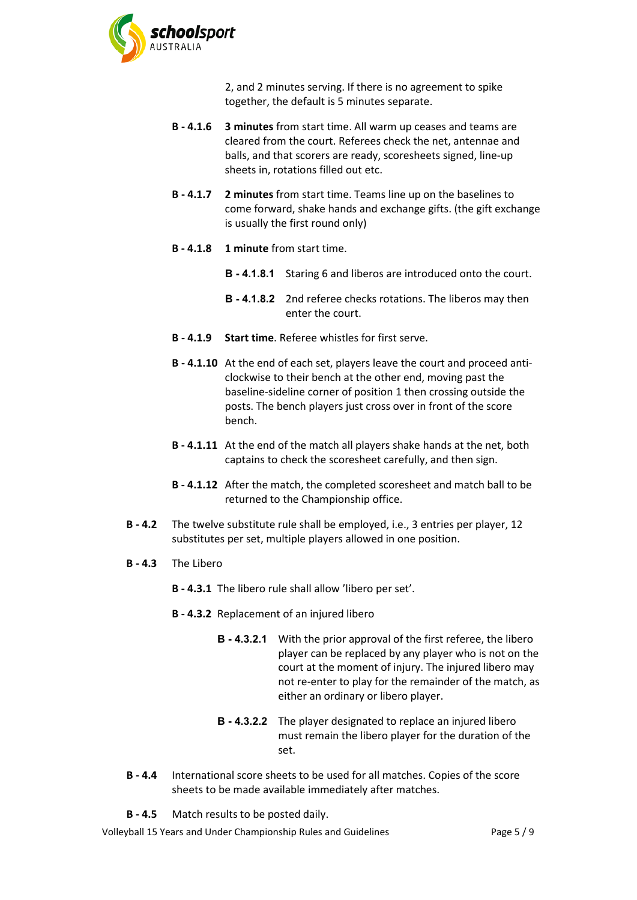2, and 2 minutes serving. If there is no agreement to spike together, the default is 5 minutes separate.

**B - 4.1.6** **3 minutes** from start time. All warm up ceases and teams are cleared from the court. Referees check the net, antennae and balls, and that scorers are ready, scoresheets signed, line-up sheets in, rotations filled out etc.

**B - 4.1.7** **2 minutes** from start time. Teams line up on the baselines to come forward, shake hands and exchange gifts. (the gift exchange is usually the first round only)

**B - 4.1.8** **1 minute** from start time.

**B - 4.1.8.1** Staring 6 and liberos are introduced onto the court.

**B - 4.1.8.2** 2nd referee checks rotations. The liberos may then enter the court.

**B - 4.1.9** **Start time**. Referee whistles for first serve.

**B - 4.1.10** At the end of each set, players leave the court and proceed anti-clockwise to their bench at the other end, moving past the baseline-sideline corner of position 1 then crossing outside the posts. The bench players just cross over in front of the score bench.

**B - 4.1.11** At the end of the match all players shake hands at the net, both captains to check the scoresheet carefully, and then sign.

**B - 4.1.12** After the match, the completed scoresheet and match ball to be returned to the Championship office.

**B - 4.2** The twelve substitute rule shall be employed, i.e., 3 entries per player, 12 substitutes per set, multiple players allowed in one position.

**B - 4.3** The Libero

**B - 4.3.1** The libero rule shall allow 'libero per set'.

**B - 4.3.2** Replacement of an injured libero

**B - 4.3.2.1** With the prior approval of the first referee, the libero player can be replaced by any player who is not on the court at the moment of injury. The injured libero may not re-enter to play for the remainder of the match, as either an ordinary or libero player.

**B - 4.3.2.2** The player designated to replace an injured libero must remain the libero player for the duration of the set.

**B - 4.4** International score sheets to be used for all matches. Copies of the score sheets to be made available immediately after matches.

**B - 4.5** Match results to be posted daily.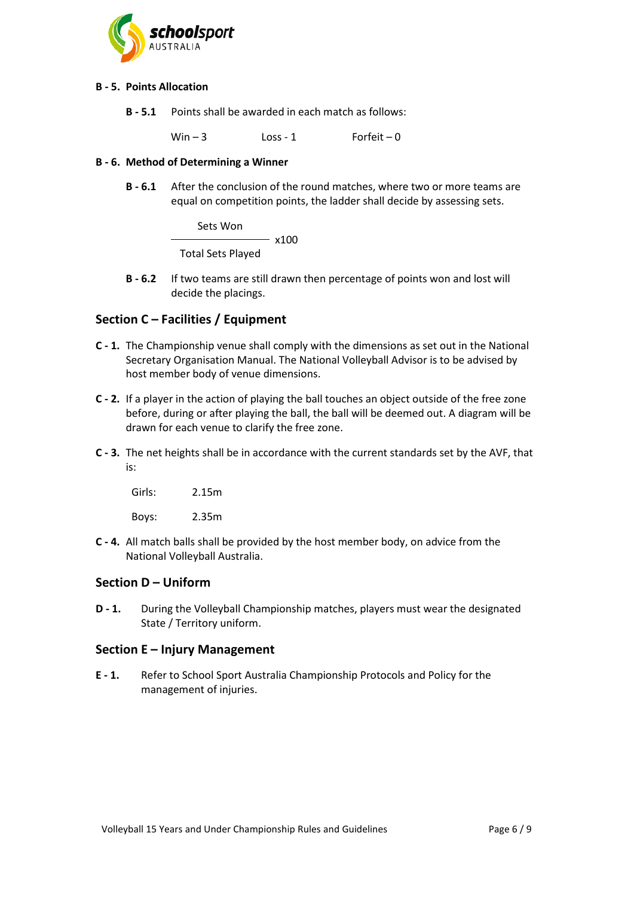**B - 5. Points Allocation**

**B - 5.1** Points shall be awarded in each match as follows:

Win – 3 Loss - 1 Forfeit – 0

**B - 6. Method of Determining a Winner**

**B - 6.1** After the conclusion of the round matches, where two or more teams are equal on competition points, the ladder shall decide by assessing sets.

$$\frac{\text{Sets Won}}{\text{Total Sets Played}} \times 100$$

**B - 6.2** If two teams are still drawn then percentage of points won and lost will decide the placings.

## Section C – Facilities / Equipment

**C - 1.** The Championship venue shall comply with the dimensions as set out in the National Secretary Organisation Manual. The National Volleyball Advisor is to be advised by host member body of venue dimensions.

**C - 2.** If a player in the action of playing the ball touches an object outside of the free zone before, during or after playing the ball, the ball will be deemed out. A diagram will be drawn for each venue to clarify the free zone.

**C - 3.** The net heights shall be in accordance with the current standards set by the AVF, that is:

Girls: 2.15m

Boys: 2.35m

**C - 4.** All match balls shall be provided by the host member body, on advice from the National Volleyball Australia.

## Section D – Uniform

**D - 1.** During the Volleyball Championship matches, players must wear the designated State / Territory uniform.

## Section E – Injury Management

**E - 1.** Refer to School Sport Australia Championship Protocols and Policy for the management of injuries.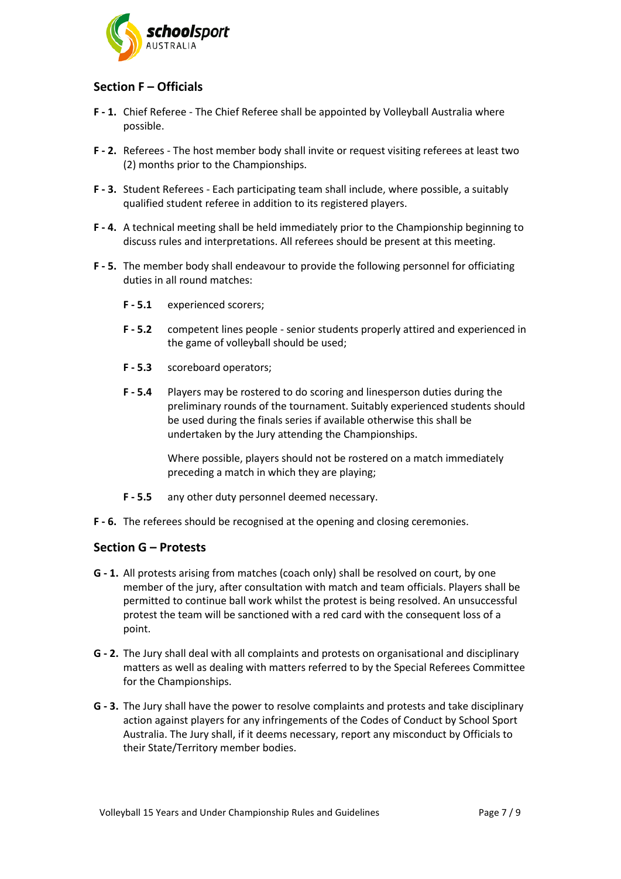## Section F – Officials

**F - 1.** Chief Referee - The Chief Referee shall be appointed by Volleyball Australia where possible.

**F - 2.** Referees - The host member body shall invite or request visiting referees at least two (2) months prior to the Championships.

**F - 3.** Student Referees - Each participating team shall include, where possible, a suitably qualified student referee in addition to its registered players.

**F - 4.** A technical meeting shall be held immediately prior to the Championship beginning to discuss rules and interpretations. All referees should be present at this meeting.

**F - 5.** The member body shall endeavour to provide the following personnel for officiating duties in all round matches:

**F - 5.1** experienced scorers;

**F - 5.2** competent lines people - senior students properly attired and experienced in the game of volleyball should be used;

**F - 5.3** scoreboard operators;

**F - 5.4** Players may be rostered to do scoring and linesperson duties during the preliminary rounds of the tournament. Suitably experienced students should be used during the finals series if available otherwise this shall be undertaken by the Jury attending the Championships.

Where possible, players should not be rostered on a match immediately preceding a match in which they are playing;

**F - 5.5** any other duty personnel deemed necessary.

**F - 6.** The referees should be recognised at the opening and closing ceremonies.

## Section G – Protests

**G - 1.** All protests arising from matches (coach only) shall be resolved on court, by one member of the jury, after consultation with match and team officials. Players shall be permitted to continue ball work whilst the protest is being resolved. An unsuccessful protest the team will be sanctioned with a red card with the consequent loss of a point.

**G - 2.** The Jury shall deal with all complaints and protests on organisational and disciplinary matters as well as dealing with matters referred to by the Special Referees Committee for the Championships.

**G - 3.** The Jury shall have the power to resolve complaints and protests and take disciplinary action against players for any infringements of the Codes of Conduct by School Sport Australia. The Jury shall, if it deems necessary, report any misconduct by Officials to their State/Territory member bodies.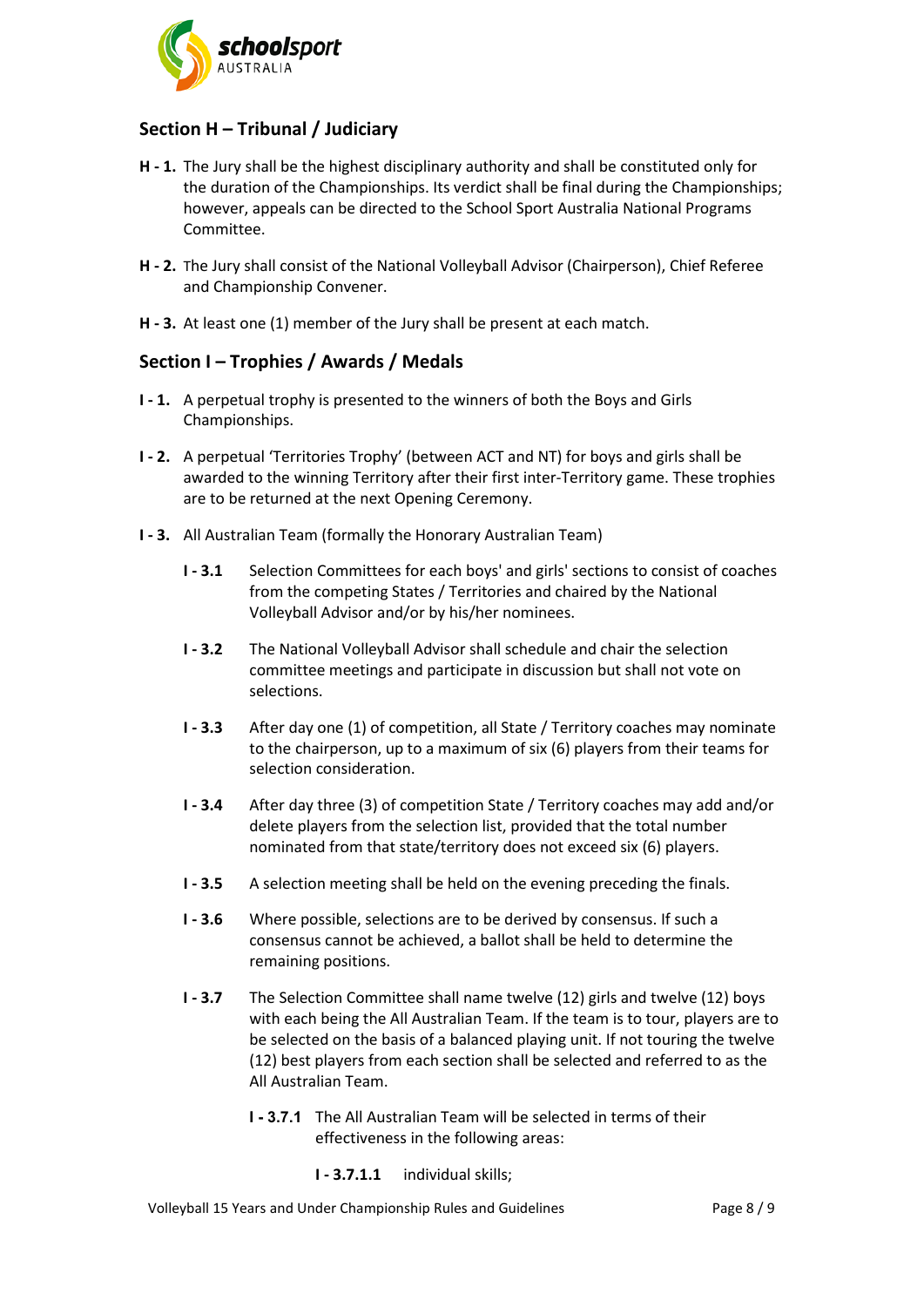## Section H – Tribunal / Judiciary

**H - 1.** The Jury shall be the highest disciplinary authority and shall be constituted only for the duration of the Championships. Its verdict shall be final during the Championships; however, appeals can be directed to the School Sport Australia National Programs Committee.

**H - 2.** The Jury shall consist of the National Volleyball Advisor (Chairperson), Chief Referee and Championship Convener.

**H - 3.** At least one (1) member of the Jury shall be present at each match.

## Section I – Trophies / Awards / Medals

**I - 1.** A perpetual trophy is presented to the winners of both the Boys and Girls Championships.

**I - 2.** A perpetual 'Territories Trophy' (between ACT and NT) for boys and girls shall be awarded to the winning Territory after their first inter-Territory game. These trophies are to be returned at the next Opening Ceremony.

**I - 3.** All Australian Team (formally the Honorary Australian Team)

**I - 3.1** Selection Committees for each boys' and girls' sections to consist of coaches from the competing States / Territories and chaired by the National Volleyball Advisor and/or by his/her nominees.

**I - 3.2** The National Volleyball Advisor shall schedule and chair the selection committee meetings and participate in discussion but shall not vote on selections.

**I - 3.3** After day one (1) of competition, all State / Territory coaches may nominate to the chairperson, up to a maximum of six (6) players from their teams for selection consideration.

**I - 3.4** After day three (3) of competition State / Territory coaches may add and/or delete players from the selection list, provided that the total number nominated from that state/territory does not exceed six (6) players.

**I - 3.5** A selection meeting shall be held on the evening preceding the finals.

**I - 3.6** Where possible, selections are to be derived by consensus. If such a consensus cannot be achieved, a ballot shall be held to determine the remaining positions.

**I - 3.7** The Selection Committee shall name twelve (12) girls and twelve (12) boys with each being the All Australian Team. If the team is to tour, players are to be selected on the basis of a balanced playing unit. If not touring the twelve (12) best players from each section shall be selected and referred to as the All Australian Team.

**I - 3.7.1** The All Australian Team will be selected in terms of their effectiveness in the following areas:

**I - 3.7.1.1** individual skills;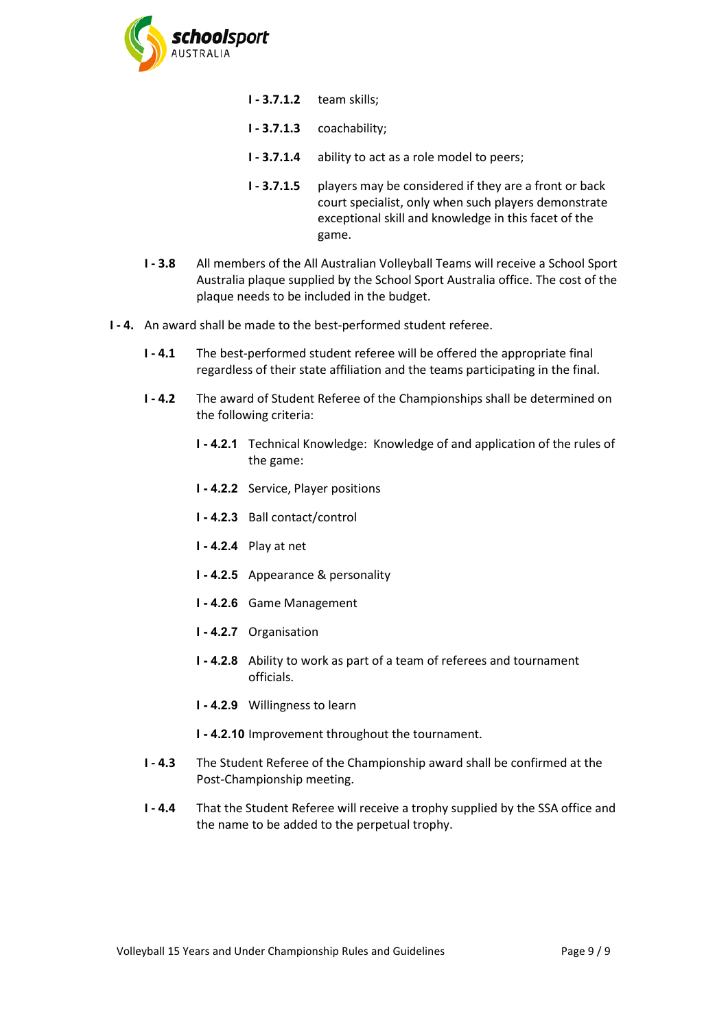**I - 3.7.1.2** team skills;

**I - 3.7.1.3** coachability;

**I - 3.7.1.4** ability to act as a role model to peers;

**I - 3.7.1.5** players may be considered if they are a front or back court specialist, only when such players demonstrate exceptional skill and knowledge in this facet of the game.

**I - 3.8** All members of the All Australian Volleyball Teams will receive a School Sport Australia plaque supplied by the School Sport Australia office. The cost of the plaque needs to be included in the budget.

**I - 4.** An award shall be made to the best-performed student referee.

**I - 4.1** The best-performed student referee will be offered the appropriate final regardless of their state affiliation and the teams participating in the final.

**I - 4.2** The award of Student Referee of the Championships shall be determined on the following criteria:

**I - 4.2.1** Technical Knowledge: Knowledge of and application of the rules of the game:

**I - 4.2.2** Service, Player positions

**I - 4.2.3** Ball contact/control

**I - 4.2.4** Play at net

**I - 4.2.5** Appearance & personality

**I - 4.2.6** Game Management

**I - 4.2.7** Organisation

**I - 4.2.8** Ability to work as part of a team of referees and tournament officials.

**I - 4.2.9** Willingness to learn

**I - 4.2.10** Improvement throughout the tournament.

**I - 4.3** The Student Referee of the Championship award shall be confirmed at the Post-Championship meeting.

**I - 4.4** That the Student Referee will receive a trophy supplied by the SSA office and the name to be added to the perpetual trophy.